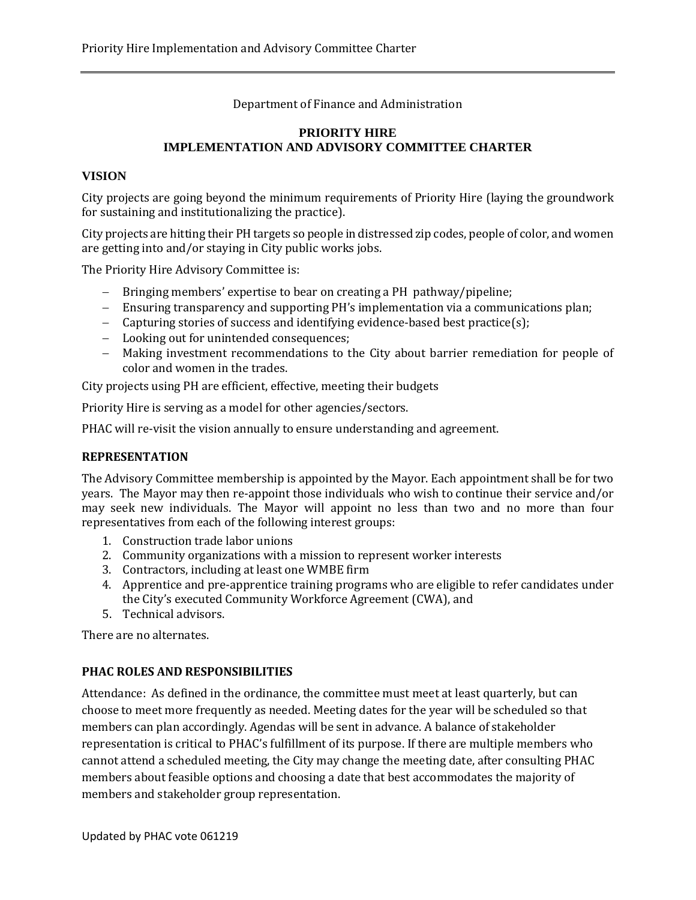Department of Finance and Administration

# PRIORITY HIRE IMPLEMENTATION AND ADVISORY COMMITTEE CHARTER

## VISION

City projects are going beyond the minimum requirements of Priority Hire (laying the groundwork for sustaining and institutionalizing the practice).

City projects are hitting their PH targets so people in distressed zip codes, people of color, and women are getting into and/or staying in City public works jobs.

The Priority Hire Advisory Committee is:

- Bringing members' expertise to bear on creating a PH pathway/pipeline;
- Ensuring transparency and supporting PH's implementation via a communications plan;
- Capturing stories of success and identifying evidence-based best practice(s);
- Looking out for unintended consequences;
- Making investment recommendations to the City about barrier remediation for people of color and women in the trades.

City projects using PH are efficient, effective, meeting their budgets

Priority Hire is serving as a model for other agencies/sectors.

PHAC will re-visit the vision annually to ensure understanding and agreement.

## REPRESENTATION

The Advisory Committee membership is appointed by the Mayor. Each appointment shall be for two years. The Mayor may then re-appoint those individuals who wish to continue their service and/or may seek new individuals. The Mayor will appoint no less than two and no more than four representatives from each of the following interest groups:

1. Construction trade labor unions
2. Community organizations with a mission to represent worker interests
3. Contractors, including at least one WMBE firm
4. Apprentice and pre-apprentice training programs who are eligible to refer candidates under the City's executed Community Workforce Agreement (CWA), and
5. Technical advisors.

There are no alternates.

## PHAC ROLES AND RESPONSIBILITIES

Attendance: As defined in the ordinance, the committee must meet at least quarterly, but can choose to meet more frequently as needed. Meeting dates for the year will be scheduled so that members can plan accordingly. Agendas will be sent in advance. A balance of stakeholder representation is critical to PHAC's fulfillment of its purpose. If there are multiple members who cannot attend a scheduled meeting, the City may change the meeting date, after consulting PHAC members about feasible options and choosing a date that best accommodates the majority of members and stakeholder group representation.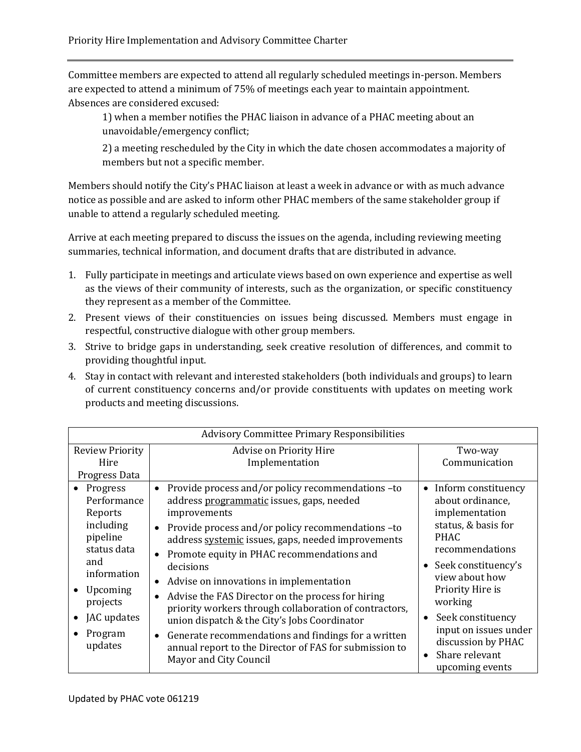Committee members are expected to attend all regularly scheduled meetings in-person. Members are expected to attend a minimum of 75% of meetings each year to maintain appointment. Absences are considered excused:

1) when a member notifies the PHAC liaison in advance of a PHAC meeting about an unavoidable/emergency conflict;

2) a meeting rescheduled by the City in which the date chosen accommodates a majority of members but not a specific member.

Members should notify the City's PHAC liaison at least a week in advance or with as much advance notice as possible and are asked to inform other PHAC members of the same stakeholder group if unable to attend a regularly scheduled meeting.

Arrive at each meeting prepared to discuss the issues on the agenda, including reviewing meeting summaries, technical information, and document drafts that are distributed in advance.

1. Fully participate in meetings and articulate views based on own experience and expertise as well as the views of their community of interests, such as the organization, or specific constituency they represent as a member of the Committee.
2. Present views of their constituencies on issues being discussed. Members must engage in respectful, constructive dialogue with other group members.
3. Strive to bridge gaps in understanding, seek creative resolution of differences, and commit to providing thoughtful input.
4. Stay in contact with relevant and interested stakeholders (both individuals and groups) to learn of current constituency concerns and/or provide constituents with updates on meeting work products and meeting discussions.

| Advisory Committee Primary Responsibilities | | |
|---|---|---|
| Review Priority Hire Progress Data | Advise on Priority Hire Implementation | Two-way Communication |
| • Progress Performance Reports including pipeline status data and information<br>• Upcoming projects<br>• JAC updates<br>• Program updates | • Provide process and/or policy recommendations –to address <u>programmatic</u> issues, gaps, needed improvements<br>• Provide process and/or policy recommendations –to address <u>systemic</u> issues, gaps, needed improvements<br>• Promote equity in PHAC recommendations and decisions<br>• Advise on innovations in implementation<br>• Advise the FAS Director on the process for hiring priority workers through collaboration of contractors, union dispatch & the City's Jobs Coordinator<br>• Generate recommendations and findings for a written annual report to the Director of FAS for submission to Mayor and City Council | • Inform constituency about ordinance, implementation status, & basis for PHAC recommendations<br>• Seek constituency's view about how Priority Hire is working<br>• Seek constituency input on issues under discussion by PHAC<br>• Share relevant upcoming events |

Updated by PHAC vote 061219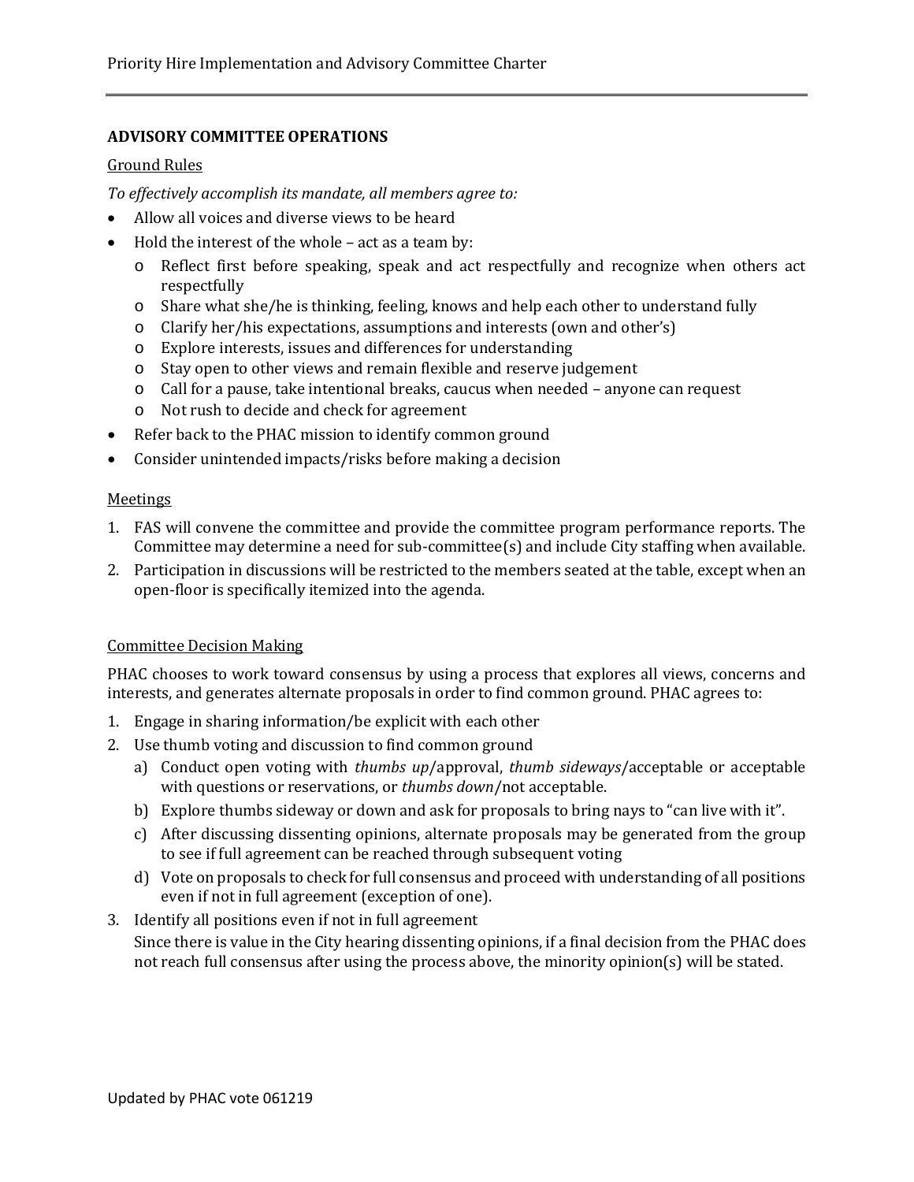## ADVISORY COMMITTEE OPERATIONS

Ground Rules

*To effectively accomplish its mandate, all members agree to:*

- Allow all voices and diverse views to be heard
- Hold the interest of the whole – act as a team by:
  - Reflect first before speaking, speak and act respectfully and recognize when others act respectfully
  - Share what she/he is thinking, feeling, knows and help each other to understand fully
  - Clarify her/his expectations, assumptions and interests (own and other's)
  - Explore interests, issues and differences for understanding
  - Stay open to other views and remain flexible and reserve judgement
  - Call for a pause, take intentional breaks, caucus when needed – anyone can request
  - Not rush to decide and check for agreement
- Refer back to the PHAC mission to identify common ground
- Consider unintended impacts/risks before making a decision

Meetings

1. FAS will convene the committee and provide the committee program performance reports. The Committee may determine a need for sub-committee(s) and include City staffing when available.
2. Participation in discussions will be restricted to the members seated at the table, except when an open-floor is specifically itemized into the agenda.

Committee Decision Making

PHAC chooses to work toward consensus by using a process that explores all views, concerns and interests, and generates alternate proposals in order to find common ground. PHAC agrees to:

1. Engage in sharing information/be explicit with each other
2. Use thumb voting and discussion to find common ground
   a) Conduct open voting with *thumbs up*/approval, *thumb sideways*/acceptable or acceptable with questions or reservations, or *thumbs down*/not acceptable.
   b) Explore thumbs sideway or down and ask for proposals to bring nays to "can live with it".
   c) After discussing dissenting opinions, alternate proposals may be generated from the group to see if full agreement can be reached through subsequent voting
   d) Vote on proposals to check for full consensus and proceed with understanding of all positions even if not in full agreement (exception of one).
3. Identify all positions even if not in full agreement

   Since there is value in the City hearing dissenting opinions, if a final decision from the PHAC does not reach full consensus after using the process above, the minority opinion(s) will be stated.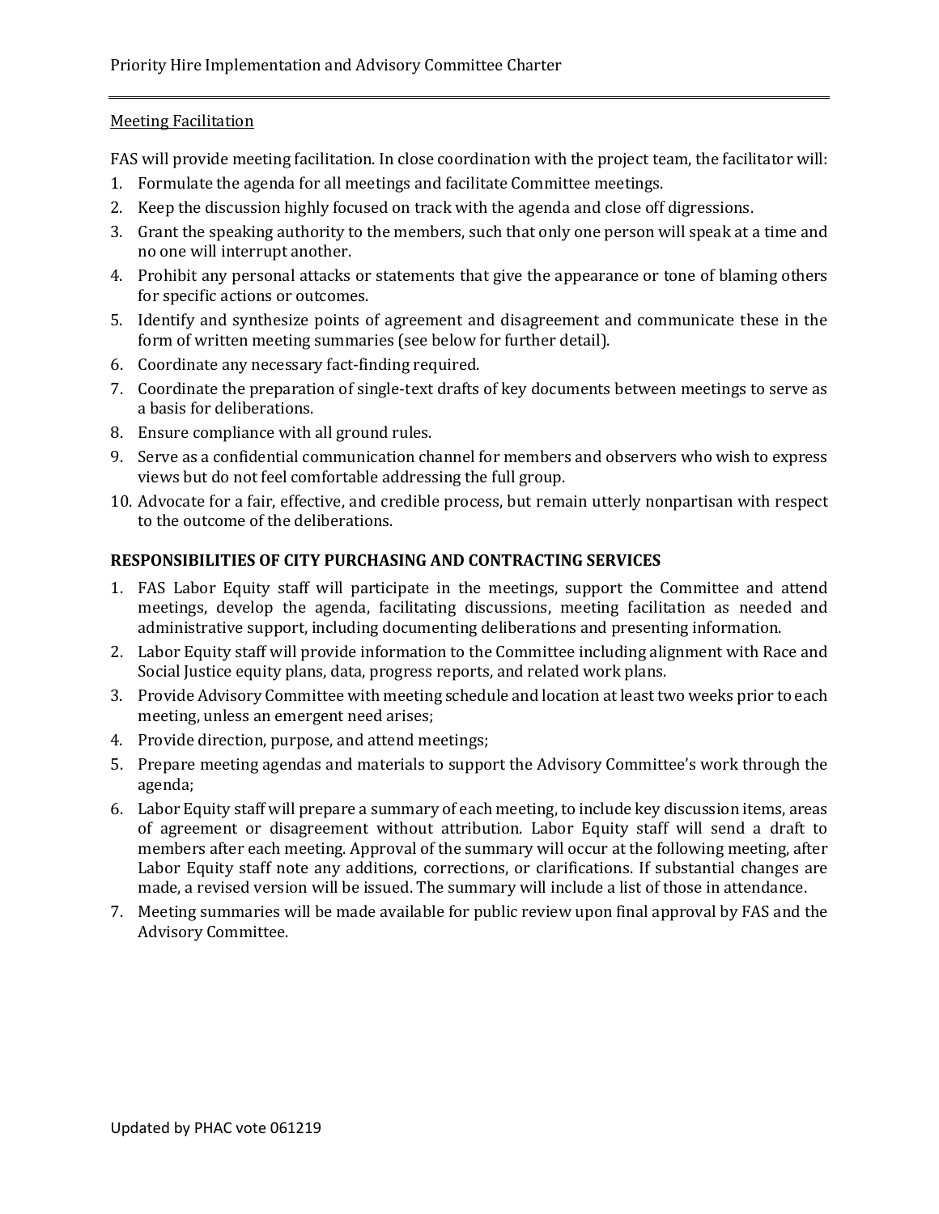Meeting Facilitation

FAS will provide meeting facilitation. In close coordination with the project team, the facilitator will:

1. Formulate the agenda for all meetings and facilitate Committee meetings.
2. Keep the discussion highly focused on track with the agenda and close off digressions.
3. Grant the speaking authority to the members, such that only one person will speak at a time and no one will interrupt another.
4. Prohibit any personal attacks or statements that give the appearance or tone of blaming others for specific actions or outcomes.
5. Identify and synthesize points of agreement and disagreement and communicate these in the form of written meeting summaries (see below for further detail).
6. Coordinate any necessary fact-finding required.
7. Coordinate the preparation of single-text drafts of key documents between meetings to serve as a basis for deliberations.
8. Ensure compliance with all ground rules.
9. Serve as a confidential communication channel for members and observers who wish to express views but do not feel comfortable addressing the full group.
10. Advocate for a fair, effective, and credible process, but remain utterly nonpartisan with respect to the outcome of the deliberations.

**RESPONSIBILITIES OF CITY PURCHASING AND CONTRACTING SERVICES**

1. FAS Labor Equity staff will participate in the meetings, support the Committee and attend meetings, develop the agenda, facilitating discussions, meeting facilitation as needed and administrative support, including documenting deliberations and presenting information.
2. Labor Equity staff will provide information to the Committee including alignment with Race and Social Justice equity plans, data, progress reports, and related work plans.
3. Provide Advisory Committee with meeting schedule and location at least two weeks prior to each meeting, unless an emergent need arises;
4. Provide direction, purpose, and attend meetings;
5. Prepare meeting agendas and materials to support the Advisory Committee's work through the agenda;
6. Labor Equity staff will prepare a summary of each meeting, to include key discussion items, areas of agreement or disagreement without attribution. Labor Equity staff will send a draft to members after each meeting. Approval of the summary will occur at the following meeting, after Labor Equity staff note any additions, corrections, or clarifications. If substantial changes are made, a revised version will be issued. The summary will include a list of those in attendance.
7. Meeting summaries will be made available for public review upon final approval by FAS and the Advisory Committee.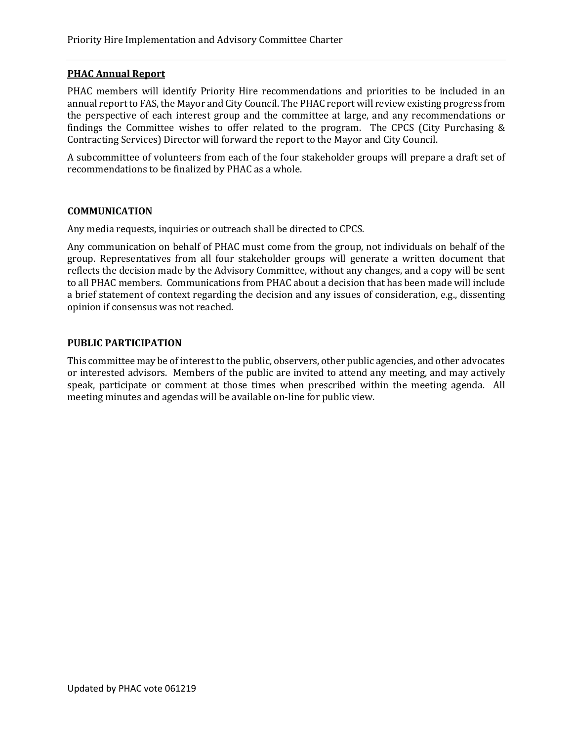**PHAC Annual Report**

PHAC members will identify Priority Hire recommendations and priorities to be included in an annual report to FAS, the Mayor and City Council. The PHAC report will review existing progress from the perspective of each interest group and the committee at large, and any recommendations or findings the Committee wishes to offer related to the program. The CPCS (City Purchasing & Contracting Services) Director will forward the report to the Mayor and City Council.

A subcommittee of volunteers from each of the four stakeholder groups will prepare a draft set of recommendations to be finalized by PHAC as a whole.

## COMMUNICATION

Any media requests, inquiries or outreach shall be directed to CPCS.

Any communication on behalf of PHAC must come from the group, not individuals on behalf of the group. Representatives from all four stakeholder groups will generate a written document that reflects the decision made by the Advisory Committee, without any changes, and a copy will be sent to all PHAC members. Communications from PHAC about a decision that has been made will include a brief statement of context regarding the decision and any issues of consideration, e.g., dissenting opinion if consensus was not reached.

## PUBLIC PARTICIPATION

This committee may be of interest to the public, observers, other public agencies, and other advocates or interested advisors. Members of the public are invited to attend any meeting, and may actively speak, participate or comment at those times when prescribed within the meeting agenda. All meeting minutes and agendas will be available on-line for public view.